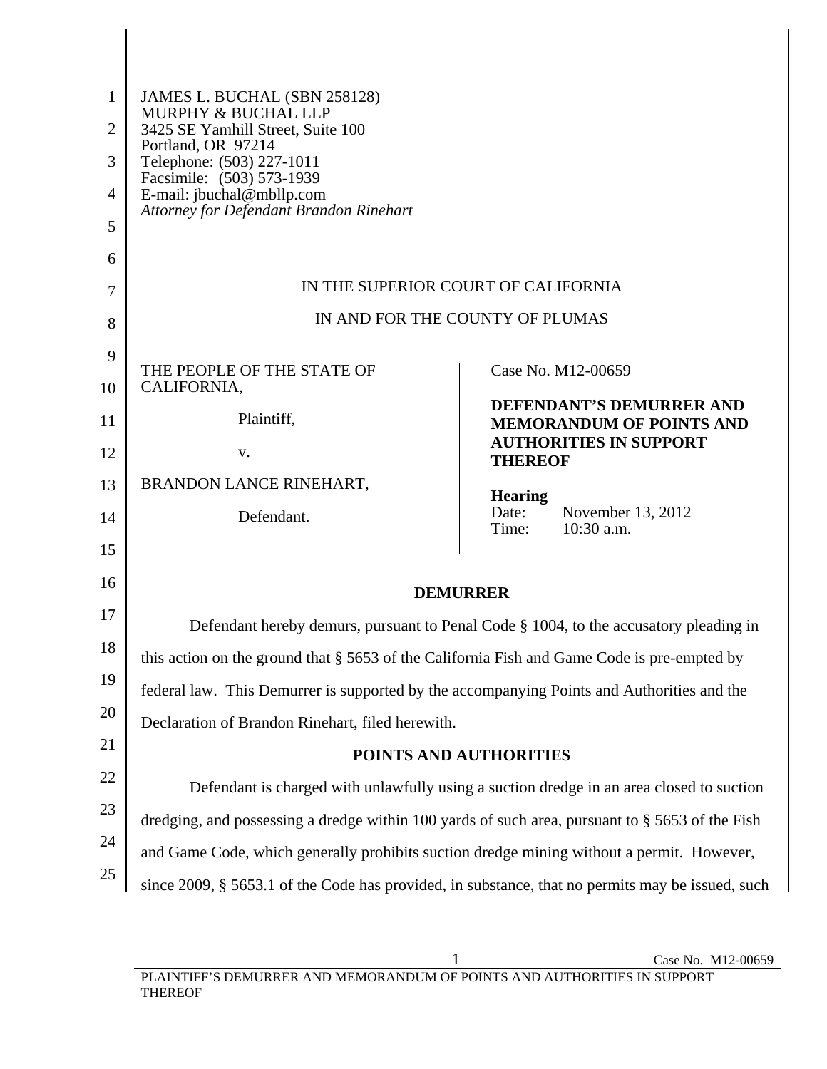JAMES L. BUCHAL (SBN 258128)
MURPHY & BUCHAL LLP
3425 SE Yamhill Street, Suite 100
Portland, OR 97214
Telephone: (503) 227-1011
Facsimile: (503) 573-1939
E-mail: jbuchal@mbllp.com
*Attorney for Defendant Brandon Rinehart*

IN THE SUPERIOR COURT OF CALIFORNIA

IN AND FOR THE COUNTY OF PLUMAS

| | |
|---|---|
| THE PEOPLE OF THE STATE OF CALIFORNIA,<br><br>Plaintiff,<br><br>v.<br><br>BRANDON LANCE RINEHART,<br><br>Defendant. | Case No. M12-00659<br><br>**DEFENDANT'S DEMURRER AND MEMORANDUM OF POINTS AND AUTHORITIES IN SUPPORT THEREOF**<br><br>**Hearing**<br>Date: November 13, 2012<br>Time: 10:30 a.m. |

## DEMURRER

Defendant hereby demurs, pursuant to Penal Code § 1004, to the accusatory pleading in this action on the ground that § 5653 of the California Fish and Game Code is pre-empted by federal law. This Demurrer is supported by the accompanying Points and Authorities and the Declaration of Brandon Rinehart, filed herewith.

## POINTS AND AUTHORITIES

Defendant is charged with unlawfully using a suction dredge in an area closed to suction dredging, and possessing a dredge within 100 yards of such area, pursuant to § 5653 of the Fish and Game Code, which generally prohibits suction dredge mining without a permit. However, since 2009, § 5653.1 of the Code has provided, in substance, that no permits may be issued, such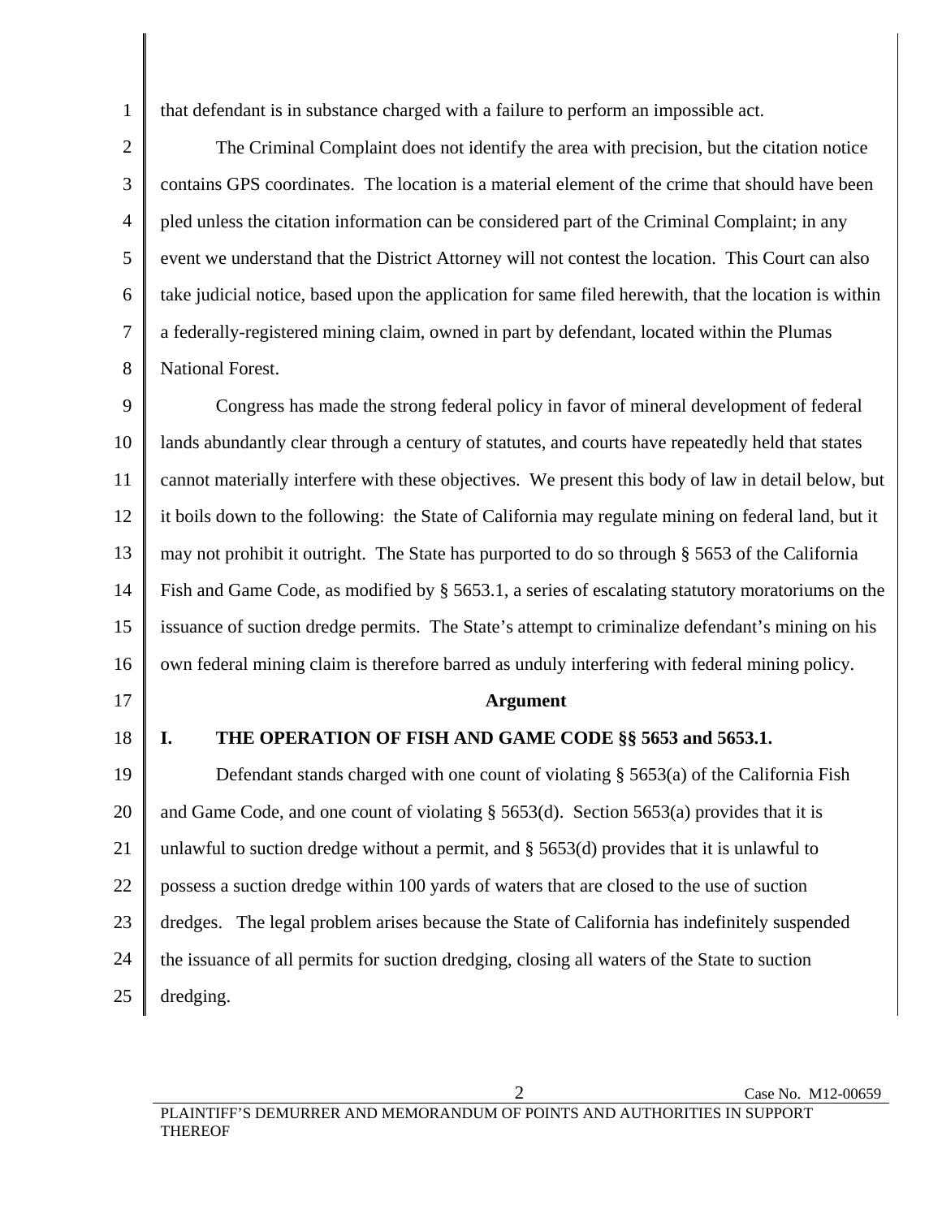that defendant is in substance charged with a failure to perform an impossible act.

The Criminal Complaint does not identify the area with precision, but the citation notice contains GPS coordinates. The location is a material element of the crime that should have been pled unless the citation information can be considered part of the Criminal Complaint; in any event we understand that the District Attorney will not contest the location. This Court can also take judicial notice, based upon the application for same filed herewith, that the location is within a federally-registered mining claim, owned in part by defendant, located within the Plumas National Forest.

Congress has made the strong federal policy in favor of mineral development of federal lands abundantly clear through a century of statutes, and courts have repeatedly held that states cannot materially interfere with these objectives. We present this body of law in detail below, but it boils down to the following: the State of California may regulate mining on federal land, but it may not prohibit it outright. The State has purported to do so through § 5653 of the California Fish and Game Code, as modified by § 5653.1, a series of escalating statutory moratoriums on the issuance of suction dredge permits. The State's attempt to criminalize defendant's mining on his own federal mining claim is therefore barred as unduly interfering with federal mining policy.

## Argument

### I. THE OPERATION OF FISH AND GAME CODE §§ 5653 and 5653.1.

Defendant stands charged with one count of violating § 5653(a) of the California Fish and Game Code, and one count of violating § 5653(d). Section 5653(a) provides that it is unlawful to suction dredge without a permit, and § 5653(d) provides that it is unlawful to possess a suction dredge within 100 yards of waters that are closed to the use of suction dredges. The legal problem arises because the State of California has indefinitely suspended the issuance of all permits for suction dredging, closing all waters of the State to suction dredging.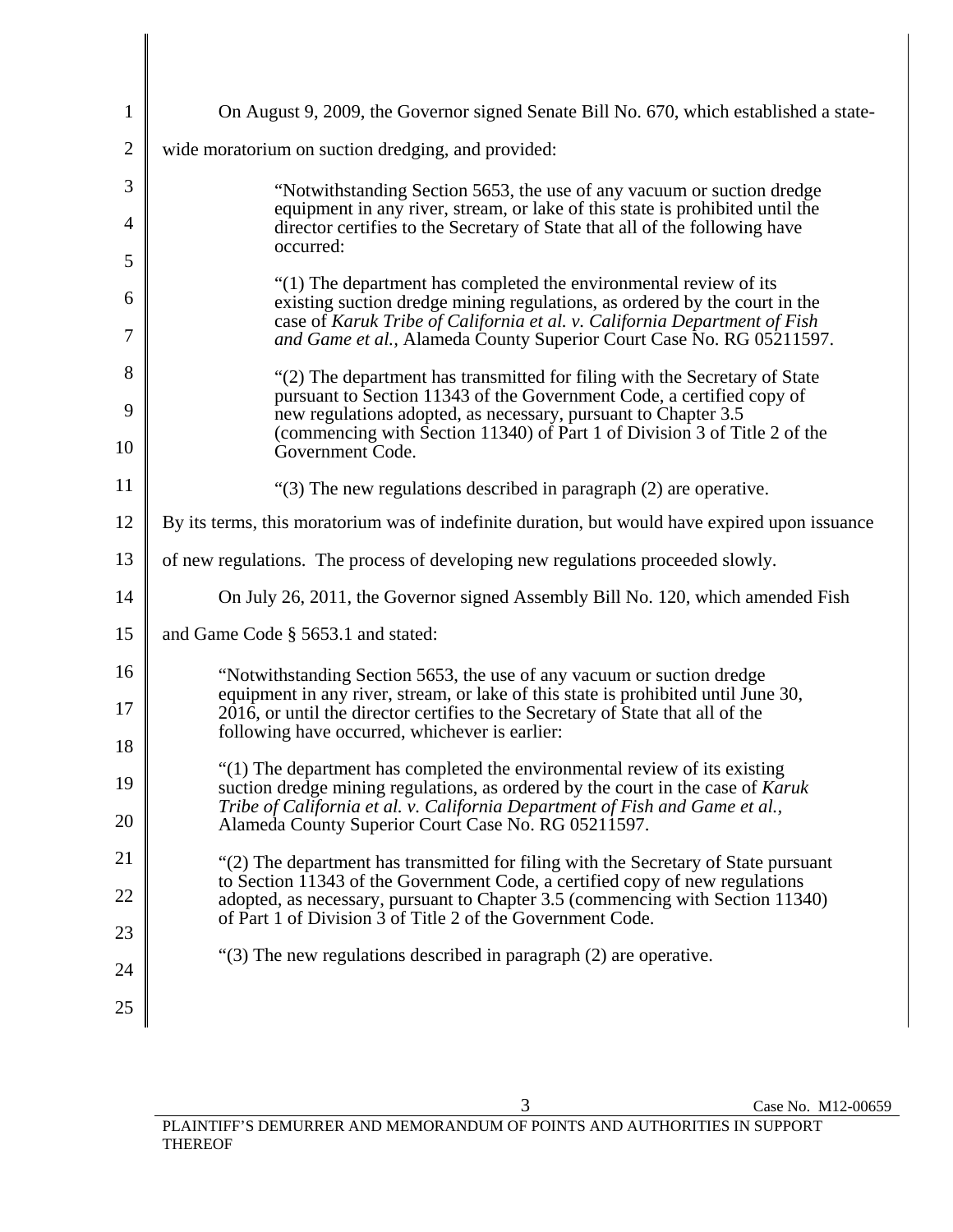On August 9, 2009, the Governor signed Senate Bill No. 670, which established a state-wide moratorium on suction dredging, and provided:

> "Notwithstanding Section 5653, the use of any vacuum or suction dredge equipment in any river, stream, or lake of this state is prohibited until the director certifies to the Secretary of State that all of the following have occurred:
>
> "(1) The department has completed the environmental review of its existing suction dredge mining regulations, as ordered by the court in the case of *Karuk Tribe of California et al. v. California Department of Fish and Game et al.,* Alameda County Superior Court Case No. RG 05211597.
>
> "(2) The department has transmitted for filing with the Secretary of State pursuant to Section 11343 of the Government Code, a certified copy of new regulations adopted, as necessary, pursuant to Chapter 3.5 (commencing with Section 11340) of Part 1 of Division 3 of Title 2 of the Government Code.
>
> "(3) The new regulations described in paragraph (2) are operative.

By its terms, this moratorium was of indefinite duration, but would have expired upon issuance of new regulations. The process of developing new regulations proceeded slowly.

On July 26, 2011, the Governor signed Assembly Bill No. 120, which amended Fish and Game Code § 5653.1 and stated:

> "Notwithstanding Section 5653, the use of any vacuum or suction dredge equipment in any river, stream, or lake of this state is prohibited until June 30, 2016, or until the director certifies to the Secretary of State that all of the following have occurred, whichever is earlier:
>
> "(1) The department has completed the environmental review of its existing suction dredge mining regulations, as ordered by the court in the case of *Karuk Tribe of California et al. v. California Department of Fish and Game et al.,* Alameda County Superior Court Case No. RG 05211597.
>
> "(2) The department has transmitted for filing with the Secretary of State pursuant to Section 11343 of the Government Code, a certified copy of new regulations adopted, as necessary, pursuant to Chapter 3.5 (commencing with Section 11340) of Part 1 of Division 3 of Title 2 of the Government Code.
>
> "(3) The new regulations described in paragraph (2) are operative.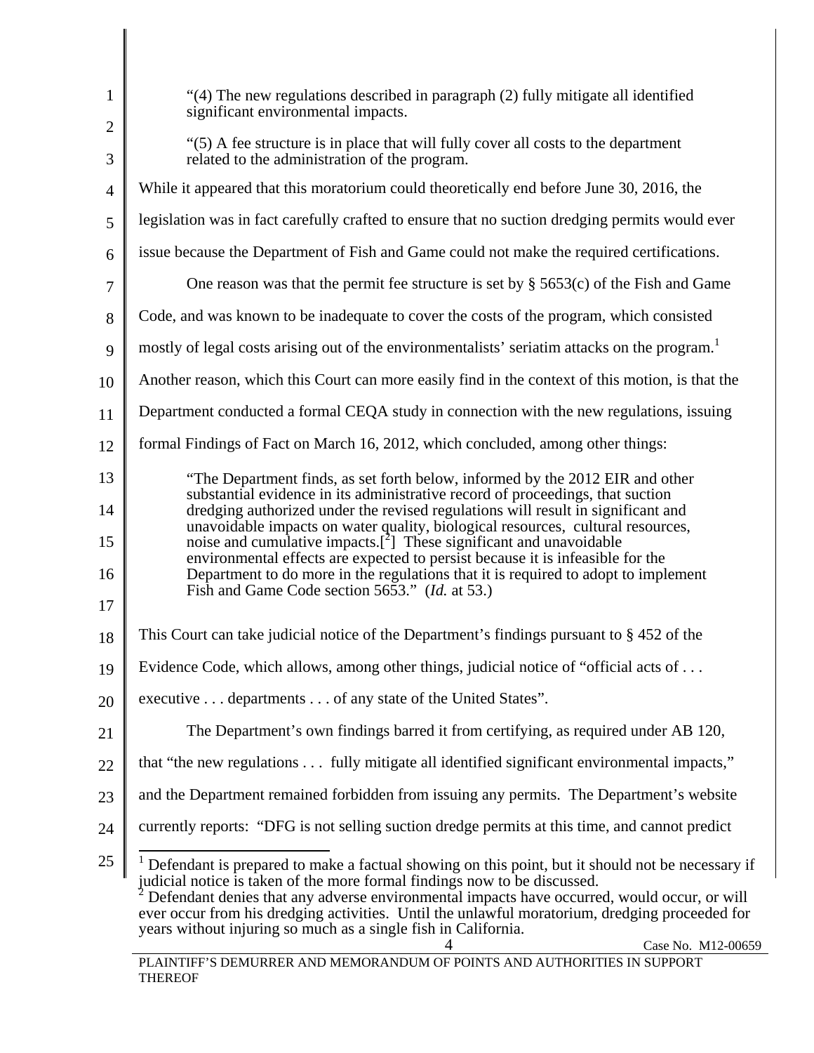> "(4) The new regulations described in paragraph (2) fully mitigate all identified significant environmental impacts.
>
> "(5) A fee structure is in place that will fully cover all costs to the department related to the administration of the program.

While it appeared that this moratorium could theoretically end before June 30, 2016, the legislation was in fact carefully crafted to ensure that no suction dredging permits would ever issue because the Department of Fish and Game could not make the required certifications.

One reason was that the permit fee structure is set by § 5653(c) of the Fish and Game Code, and was known to be inadequate to cover the costs of the program, which consisted mostly of legal costs arising out of the environmentalists' seriatim attacks on the program.[1] Another reason, which this Court can more easily find in the context of this motion, is that the Department conducted a formal CEQA study in connection with the new regulations, issuing formal Findings of Fact on March 16, 2012, which concluded, among other things:

> "The Department finds, as set forth below, informed by the 2012 EIR and other substantial evidence in its administrative record of proceedings, that suction dredging authorized under the revised regulations will result in significant and unavoidable impacts on water quality, biological resources, cultural resources, noise and cumulative impacts.[2] These significant and unavoidable environmental effects are expected to persist because it is infeasible for the Department to do more in the regulations that it is required to adopt to implement Fish and Game Code section 5653." (*Id.* at 53.)

This Court can take judicial notice of the Department's findings pursuant to § 452 of the Evidence Code, which allows, among other things, judicial notice of "official acts of . . . executive . . . departments . . . of any state of the United States".

The Department's own findings barred it from certifying, as required under AB 120, that "the new regulations . . . fully mitigate all identified significant environmental impacts," and the Department remained forbidden from issuing any permits. The Department's website currently reports: "DFG is not selling suction dredge permits at this time, and cannot predict

---

[1] Defendant is prepared to make a factual showing on this point, but it should not be necessary if judicial notice is taken of the more formal findings now to be discussed.

[2] Defendant denies that any adverse environmental impacts have occurred, would occur, or will ever occur from his dredging activities. Until the unlawful moratorium, dredging proceeded for years without injuring so much as a single fish in California.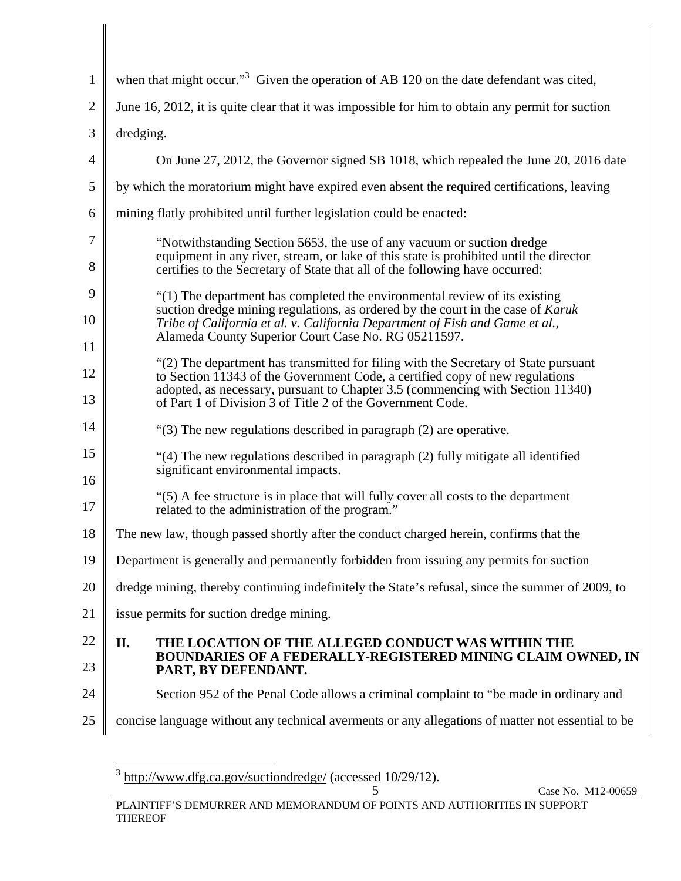when that might occur."[3] Given the operation of AB 120 on the date defendant was cited, June 16, 2012, it is quite clear that it was impossible for him to obtain any permit for suction dredging.

On June 27, 2012, the Governor signed SB 1018, which repealed the June 20, 2016 date by which the moratorium might have expired even absent the required certifications, leaving mining flatly prohibited until further legislation could be enacted:

> "Notwithstanding Section 5653, the use of any vacuum or suction dredge equipment in any river, stream, or lake of this state is prohibited until the director certifies to the Secretary of State that all of the following have occurred:
>
> "(1) The department has completed the environmental review of its existing suction dredge mining regulations, as ordered by the court in the case of *Karuk Tribe of California et al. v. California Department of Fish and Game et al.*, Alameda County Superior Court Case No. RG 05211597.
>
> "(2) The department has transmitted for filing with the Secretary of State pursuant to Section 11343 of the Government Code, a certified copy of new regulations adopted, as necessary, pursuant to Chapter 3.5 (commencing with Section 11340) of Part 1 of Division 3 of Title 2 of the Government Code.
>
> "(3) The new regulations described in paragraph (2) are operative.
>
> "(4) The new regulations described in paragraph (2) fully mitigate all identified significant environmental impacts.
>
> "(5) A fee structure is in place that will fully cover all costs to the department related to the administration of the program."

The new law, though passed shortly after the conduct charged herein, confirms that the Department is generally and permanently forbidden from issuing any permits for suction dredge mining, thereby continuing indefinitely the State's refusal, since the summer of 2009, to issue permits for suction dredge mining.

## II. THE LOCATION OF THE ALLEGED CONDUCT WAS WITHIN THE BOUNDARIES OF A FEDERALLY-REGISTERED MINING CLAIM OWNED, IN PART, BY DEFENDANT.

Section 952 of the Penal Code allows a criminal complaint to "be made in ordinary and concise language without any technical averments or any allegations of matter not essential to be

---

[3] http://www.dfg.ca.gov/suctiondredge/ (accessed 10/29/12).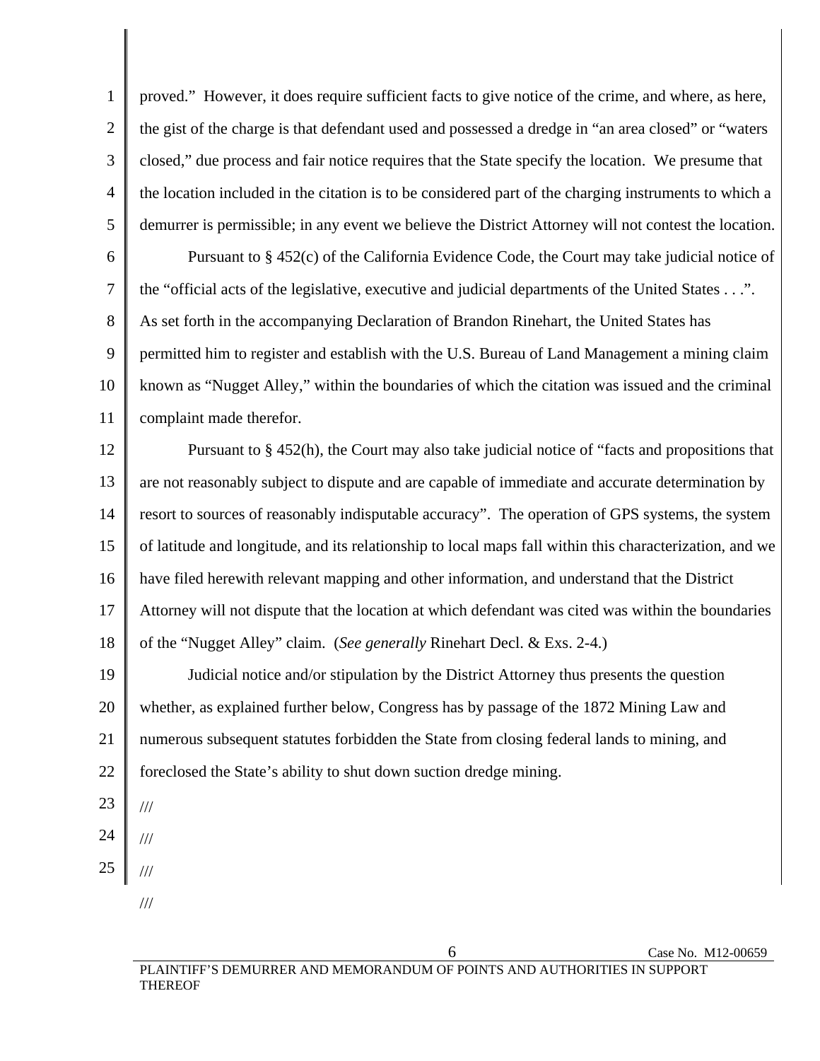proved." However, it does require sufficient facts to give notice of the crime, and where, as here, the gist of the charge is that defendant used and possessed a dredge in "an area closed" or "waters closed," due process and fair notice requires that the State specify the location. We presume that the location included in the citation is to be considered part of the charging instruments to which a demurrer is permissible; in any event we believe the District Attorney will not contest the location.

Pursuant to § 452(c) of the California Evidence Code, the Court may take judicial notice of the "official acts of the legislative, executive and judicial departments of the United States . . .". As set forth in the accompanying Declaration of Brandon Rinehart, the United States has permitted him to register and establish with the U.S. Bureau of Land Management a mining claim known as "Nugget Alley," within the boundaries of which the citation was issued and the criminal complaint made therefor.

Pursuant to § 452(h), the Court may also take judicial notice of "facts and propositions that are not reasonably subject to dispute and are capable of immediate and accurate determination by resort to sources of reasonably indisputable accuracy". The operation of GPS systems, the system of latitude and longitude, and its relationship to local maps fall within this characterization, and we have filed herewith relevant mapping and other information, and understand that the District Attorney will not dispute that the location at which defendant was cited was within the boundaries of the "Nugget Alley" claim. (*See generally* Rinehart Decl. & Exs. 2-4.)

Judicial notice and/or stipulation by the District Attorney thus presents the question whether, as explained further below, Congress has by passage of the 1872 Mining Law and numerous subsequent statutes forbidden the State from closing federal lands to mining, and foreclosed the State's ability to shut down suction dredge mining.

///

///

///

///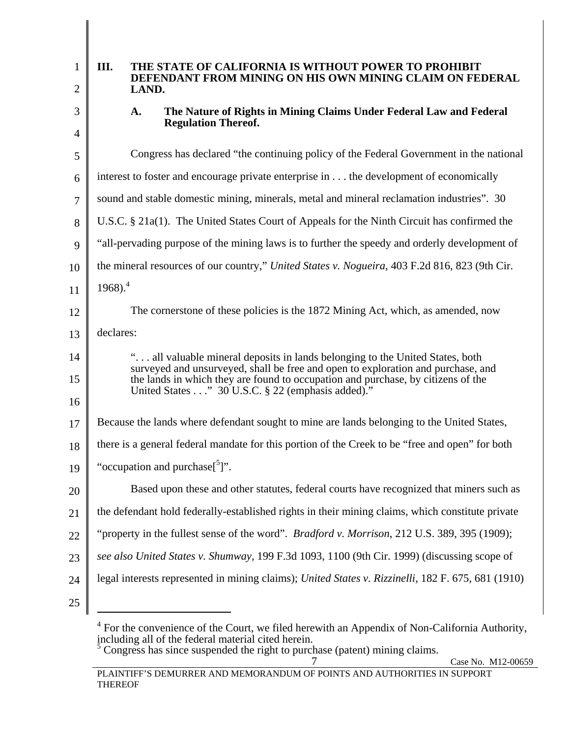## III. THE STATE OF CALIFORNIA IS WITHOUT POWER TO PROHIBIT DEFENDANT FROM MINING ON HIS OWN MINING CLAIM ON FEDERAL LAND.

### A. The Nature of Rights in Mining Claims Under Federal Law and Federal Regulation Thereof.

Congress has declared "the continuing policy of the Federal Government in the national interest to foster and encourage private enterprise in . . . the development of economically sound and stable domestic mining, minerals, metal and mineral reclamation industries". 30 U.S.C. § 21a(1). The United States Court of Appeals for the Ninth Circuit has confirmed the "all-pervading purpose of the mining laws is to further the speedy and orderly development of the mineral resources of our country," *United States v. Nogueira*, 403 F.2d 816, 823 (9th Cir. 1968).[4]

The cornerstone of these policies is the 1872 Mining Act, which, as amended, now declares:

> ". . . all valuable mineral deposits in lands belonging to the United States, both surveyed and unsurveyed, shall be free and open to exploration and purchase, and the lands in which they are found to occupation and purchase, by citizens of the United States . . ." 30 U.S.C. § 22 (emphasis added)."

Because the lands where defendant sought to mine are lands belonging to the United States, there is a general federal mandate for this portion of the Creek to be "free and open" for both "occupation and purchase[[5]]".

Based upon these and other statutes, federal courts have recognized that miners such as the defendant hold federally-established rights in their mining claims, which constitute private "property in the fullest sense of the word". *Bradford v. Morrison*, 212 U.S. 389, 395 (1909); *see also United States v. Shumway*, 199 F.3d 1093, 1100 (9th Cir. 1999) (discussing scope of legal interests represented in mining claims); *United States v. Rizzinelli*, 182 F. 675, 681 (1910)

---

[4] For the convenience of the Court, we filed herewith an Appendix of Non-California Authority, including all of the federal material cited herein.

[5] Congress has since suspended the right to purchase (patent) mining claims.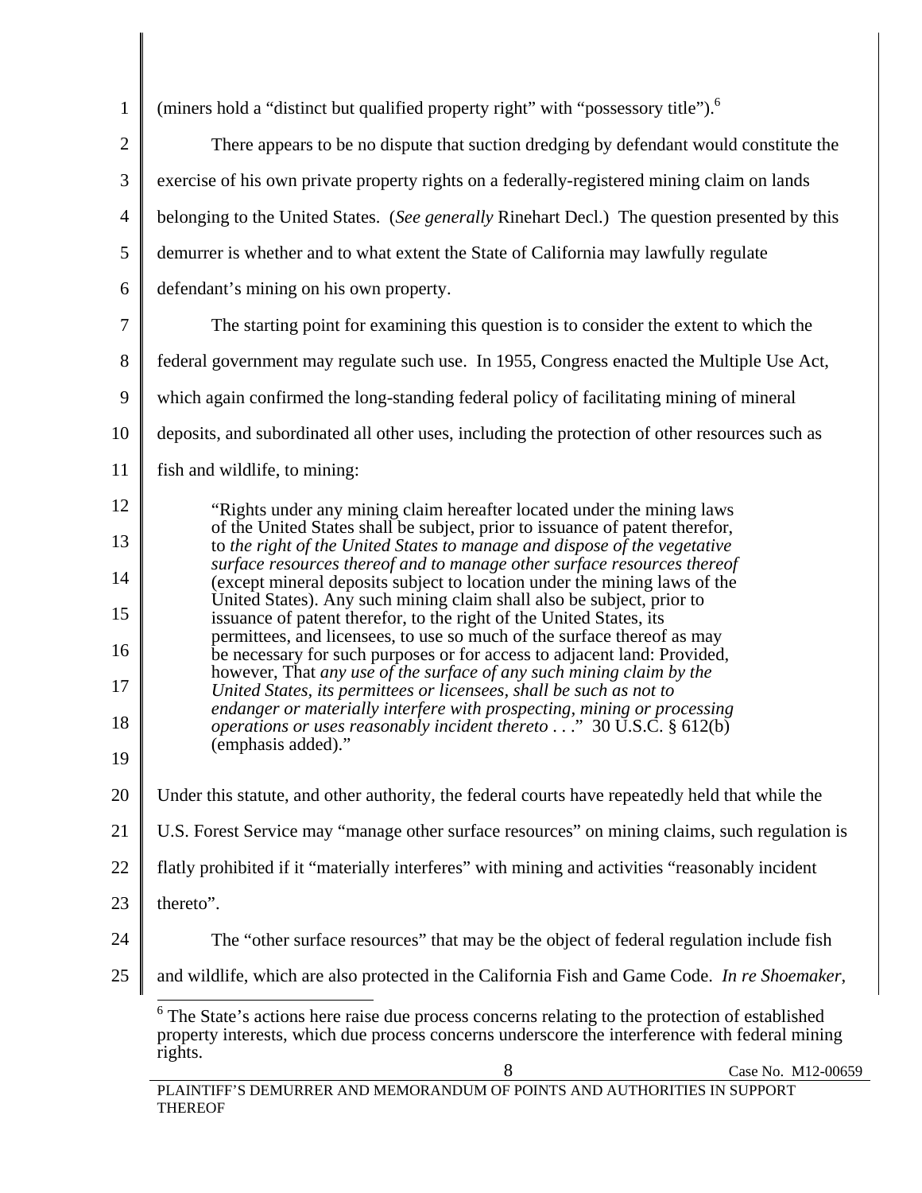(miners hold a "distinct but qualified property right" with "possessory title").[6]

There appears to be no dispute that suction dredging by defendant would constitute the exercise of his own private property rights on a federally-registered mining claim on lands belonging to the United States. (*See generally* Rinehart Decl.) The question presented by this demurrer is whether and to what extent the State of California may lawfully regulate defendant's mining on his own property.

The starting point for examining this question is to consider the extent to which the federal government may regulate such use. In 1955, Congress enacted the Multiple Use Act, which again confirmed the long-standing federal policy of facilitating mining of mineral deposits, and subordinated all other uses, including the protection of other resources such as fish and wildlife, to mining:

> "Rights under any mining claim hereafter located under the mining laws of the United States shall be subject, prior to issuance of patent therefor, to *the right of the United States to manage and dispose of the vegetative surface resources thereof and to manage other surface resources thereof* (except mineral deposits subject to location under the mining laws of the United States). Any such mining claim shall also be subject, prior to issuance of patent therefor, to the right of the United States, its permittees, and licensees, to use so much of the surface thereof as may be necessary for such purposes or for access to adjacent land: Provided, however, That *any use of the surface of any such mining claim by the United States, its permittees or licensees, shall be such as not to endanger or materially interfere with prospecting, mining or processing operations or uses reasonably incident thereto* . . ." 30 U.S.C. § 612(b) (emphasis added)."

Under this statute, and other authority, the federal courts have repeatedly held that while the U.S. Forest Service may "manage other surface resources" on mining claims, such regulation is flatly prohibited if it "materially interferes" with mining and activities "reasonably incident thereto".

The "other surface resources" that may be the object of federal regulation include fish and wildlife, which are also protected in the California Fish and Game Code. *In re Shoemaker*,

---

[6] The State's actions here raise due process concerns relating to the protection of established property interests, which due process concerns underscore the interference with federal mining rights.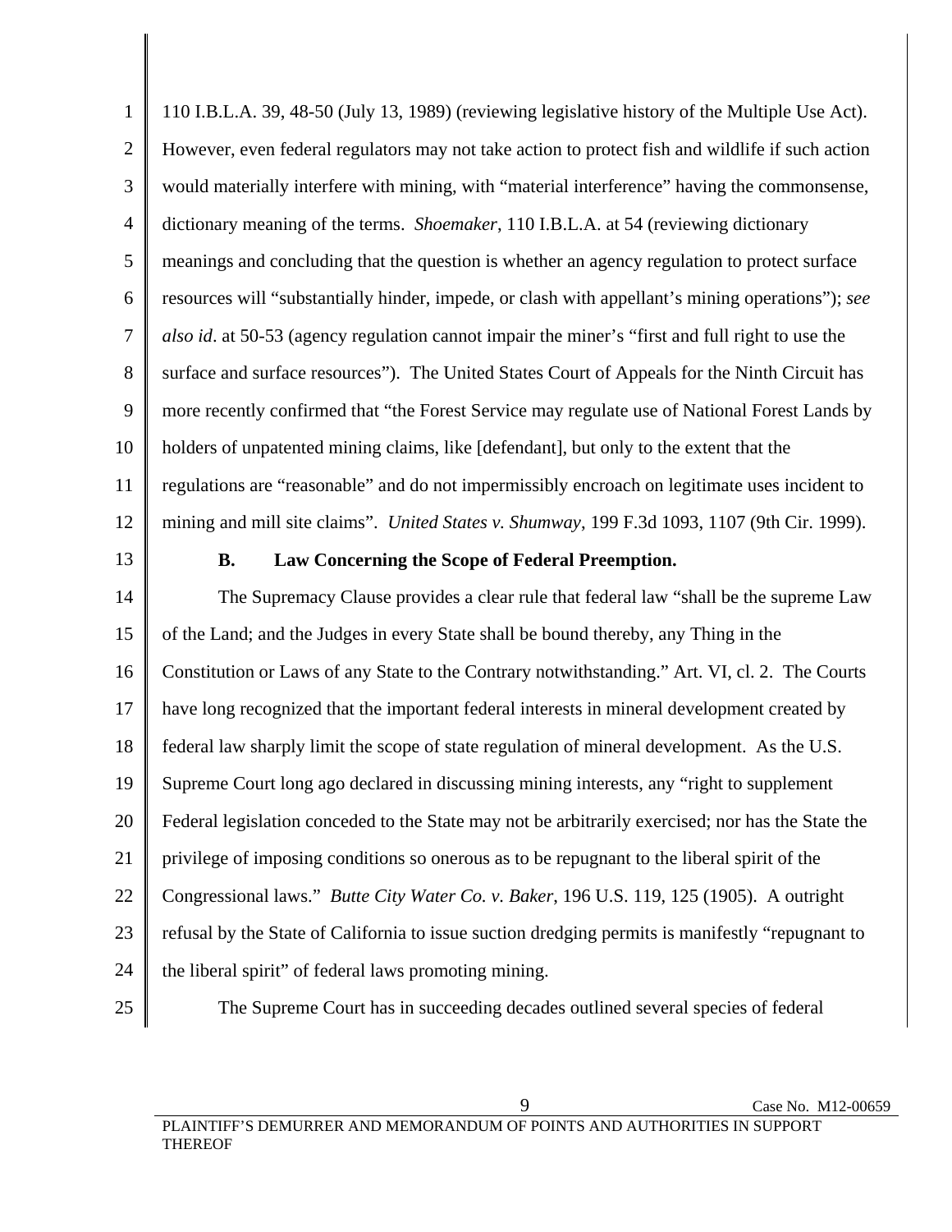110 I.B.L.A. 39, 48-50 (July 13, 1989) (reviewing legislative history of the Multiple Use Act). However, even federal regulators may not take action to protect fish and wildlife if such action would materially interfere with mining, with "material interference" having the commonsense, dictionary meaning of the terms. *Shoemaker*, 110 I.B.L.A. at 54 (reviewing dictionary meanings and concluding that the question is whether an agency regulation to protect surface resources will "substantially hinder, impede, or clash with appellant's mining operations"); *see also id*. at 50-53 (agency regulation cannot impair the miner's "first and full right to use the surface and surface resources"). The United States Court of Appeals for the Ninth Circuit has more recently confirmed that "the Forest Service may regulate use of National Forest Lands by holders of unpatented mining claims, like [defendant], but only to the extent that the regulations are "reasonable" and do not impermissibly encroach on legitimate uses incident to mining and mill site claims". *United States v. Shumway*, 199 F.3d 1093, 1107 (9th Cir. 1999).

**B. Law Concerning the Scope of Federal Preemption.**

The Supremacy Clause provides a clear rule that federal law "shall be the supreme Law of the Land; and the Judges in every State shall be bound thereby, any Thing in the Constitution or Laws of any State to the Contrary notwithstanding." Art. VI, cl. 2. The Courts have long recognized that the important federal interests in mineral development created by federal law sharply limit the scope of state regulation of mineral development. As the U.S. Supreme Court long ago declared in discussing mining interests, any "right to supplement Federal legislation conceded to the State may not be arbitrarily exercised; nor has the State the privilege of imposing conditions so onerous as to be repugnant to the liberal spirit of the Congressional laws." *Butte City Water Co. v. Baker*, 196 U.S. 119, 125 (1905). A outright refusal by the State of California to issue suction dredging permits is manifestly "repugnant to the liberal spirit" of federal laws promoting mining.

The Supreme Court has in succeeding decades outlined several species of federal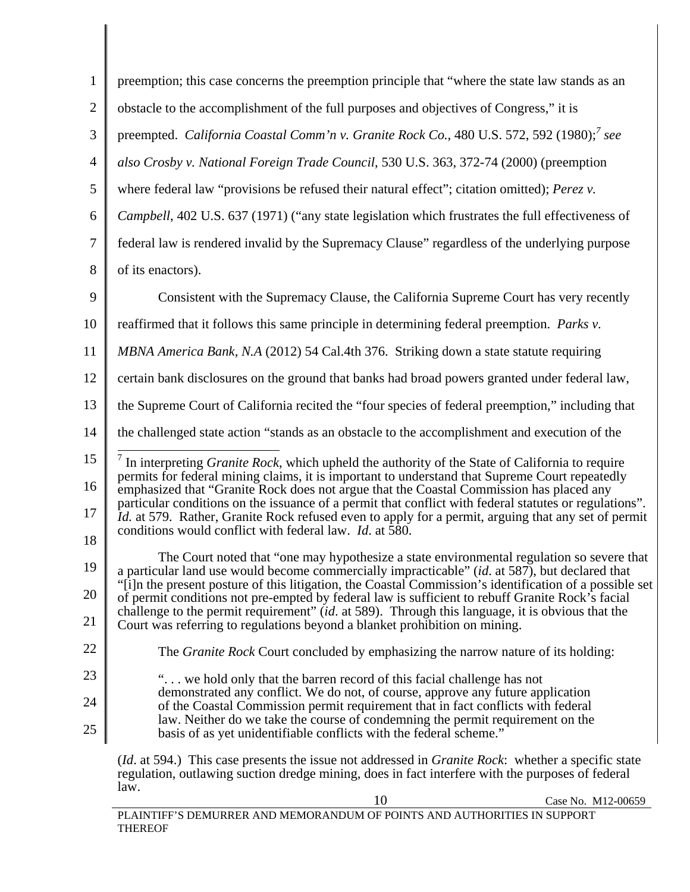preemption; this case concerns the preemption principle that "where the state law stands as an obstacle to the accomplishment of the full purposes and objectives of Congress," it is preempted. *California Coastal Comm'n v. Granite Rock Co.*, 480 U.S. 572, 592 (1980);[7] *see also Crosby v. National Foreign Trade Council*, 530 U.S. 363, 372-74 (2000) (preemption where federal law "provisions be refused their natural effect"; citation omitted); *Perez v. Campbell*, 402 U.S. 637 (1971) ("any state legislation which frustrates the full effectiveness of federal law is rendered invalid by the Supremacy Clause" regardless of the underlying purpose of its enactors).

Consistent with the Supremacy Clause, the California Supreme Court has very recently reaffirmed that it follows this same principle in determining federal preemption. *Parks v. MBNA America Bank, N.A* (2012) 54 Cal.4th 376. Striking down a state statute requiring certain bank disclosures on the ground that banks had broad powers granted under federal law, the Supreme Court of California recited the "four species of federal preemption," including that the challenged state action "stands as an obstacle to the accomplishment and execution of the

---

[7] In interpreting *Granite Rock*, which upheld the authority of the State of California to require permits for federal mining claims, it is important to understand that Supreme Court repeatedly emphasized that "Granite Rock does not argue that the Coastal Commission has placed any particular conditions on the issuance of a permit that conflict with federal statutes or regulations". *Id.* at 579. Rather, Granite Rock refused even to apply for a permit, arguing that any set of permit conditions would conflict with federal law. *Id.* at 580.

The Court noted that "one may hypothesize a state environmental regulation so severe that a particular land use would become commercially impracticable" (*id*. at 587), but declared that "[i]n the present posture of this litigation, the Coastal Commission's identification of a possible set of permit conditions not pre-empted by federal law is sufficient to rebuff Granite Rock's facial challenge to the permit requirement" (*id*. at 589). Through this language, it is obvious that the Court was referring to regulations beyond a blanket prohibition on mining.

The *Granite Rock* Court concluded by emphasizing the narrow nature of its holding:

> ". . . we hold only that the barren record of this facial challenge has not demonstrated any conflict. We do not, of course, approve any future application of the Coastal Commission permit requirement that in fact conflicts with federal law. Neither do we take the course of condemning the permit requirement on the basis of as yet unidentifiable conflicts with the federal scheme."

(*Id*. at 594.) This case presents the issue not addressed in *Granite Rock*: whether a specific state regulation, outlawing suction dredge mining, does in fact interfere with the purposes of federal law.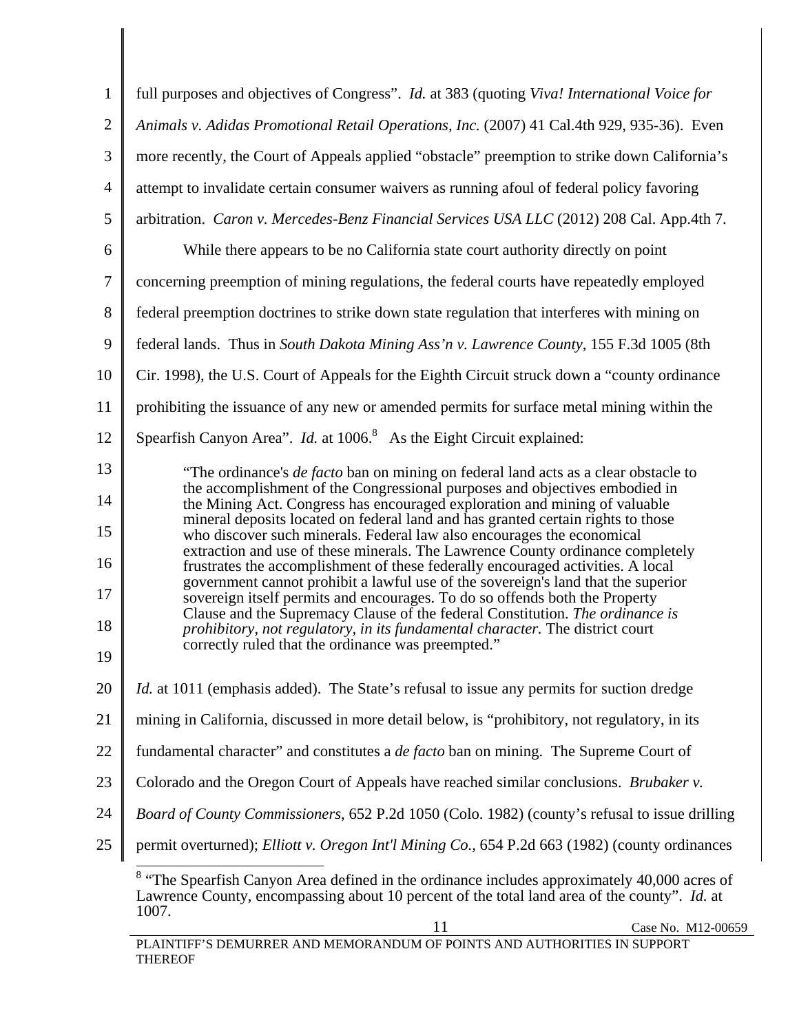full purposes and objectives of Congress". *Id.* at 383 (quoting *Viva! International Voice for Animals v. Adidas Promotional Retail Operations, Inc.* (2007) 41 Cal.4th 929, 935-36). Even more recently, the Court of Appeals applied "obstacle" preemption to strike down California's attempt to invalidate certain consumer waivers as running afoul of federal policy favoring arbitration. *Caron v. Mercedes-Benz Financial Services USA LLC* (2012) 208 Cal. App.4th 7.

While there appears to be no California state court authority directly on point concerning preemption of mining regulations, the federal courts have repeatedly employed federal preemption doctrines to strike down state regulation that interferes with mining on federal lands. Thus in *South Dakota Mining Ass'n v. Lawrence County*, 155 F.3d 1005 (8th Cir. 1998), the U.S. Court of Appeals for the Eighth Circuit struck down a "county ordinance prohibiting the issuance of any new or amended permits for surface metal mining within the Spearfish Canyon Area". *Id.* at 1006.[8] As the Eight Circuit explained:

> "The ordinance's *de facto* ban on mining on federal land acts as a clear obstacle to the accomplishment of the Congressional purposes and objectives embodied in the Mining Act. Congress has encouraged exploration and mining of valuable mineral deposits located on federal land and has granted certain rights to those who discover such minerals. Federal law also encourages the economical extraction and use of these minerals. The Lawrence County ordinance completely frustrates the accomplishment of these federally encouraged activities. A local government cannot prohibit a lawful use of the sovereign's land that the superior sovereign itself permits and encourages. To do so offends both the Property Clause and the Supremacy Clause of the federal Constitution. *The ordinance is prohibitory, not regulatory, in its fundamental character.* The district court correctly ruled that the ordinance was preempted."

*Id.* at 1011 (emphasis added). The State's refusal to issue any permits for suction dredge mining in California, discussed in more detail below, is "prohibitory, not regulatory, in its fundamental character" and constitutes a *de facto* ban on mining. The Supreme Court of Colorado and the Oregon Court of Appeals have reached similar conclusions. *Brubaker v. Board of County Commissioners*, 652 P.2d 1050 (Colo. 1982) (county's refusal to issue drilling permit overturned); *Elliott v. Oregon Int'l Mining Co.,* 654 P.2d 663 (1982) (county ordinances

---

[8] "The Spearfish Canyon Area defined in the ordinance includes approximately 40,000 acres of Lawrence County, encompassing about 10 percent of the total land area of the county". *Id.* at 1007.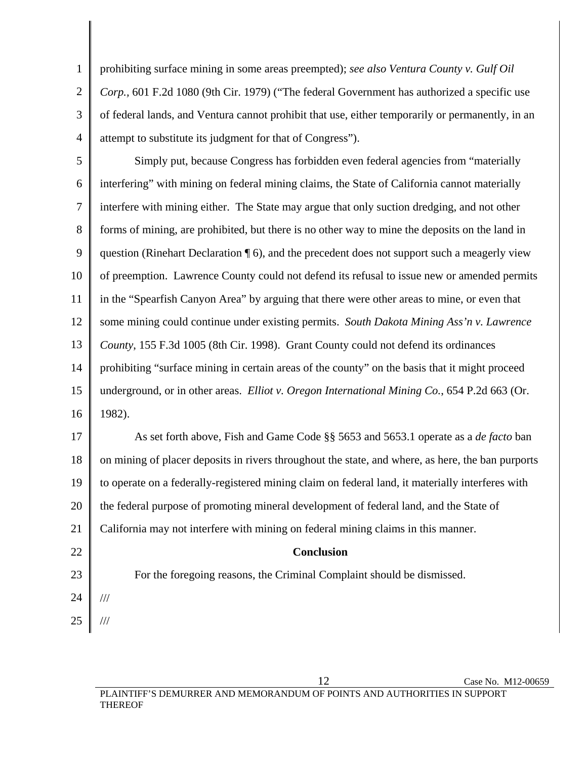prohibiting surface mining in some areas preempted); *see also Ventura County v. Gulf Oil Corp.*, 601 F.2d 1080 (9th Cir. 1979) ("The federal Government has authorized a specific use of federal lands, and Ventura cannot prohibit that use, either temporarily or permanently, in an attempt to substitute its judgment for that of Congress").

Simply put, because Congress has forbidden even federal agencies from "materially interfering" with mining on federal mining claims, the State of California cannot materially interfere with mining either. The State may argue that only suction dredging, and not other forms of mining, are prohibited, but there is no other way to mine the deposits on the land in question (Rinehart Declaration ¶ 6), and the precedent does not support such a meagerly view of preemption. Lawrence County could not defend its refusal to issue new or amended permits in the "Spearfish Canyon Area" by arguing that there were other areas to mine, or even that some mining could continue under existing permits. *South Dakota Mining Ass'n v. Lawrence County*, 155 F.3d 1005 (8th Cir. 1998). Grant County could not defend its ordinances prohibiting "surface mining in certain areas of the county" on the basis that it might proceed underground, or in other areas. *Elliot v. Oregon International Mining Co.*, 654 P.2d 663 (Or. 1982).

As set forth above, Fish and Game Code §§ 5653 and 5653.1 operate as a *de facto* ban on mining of placer deposits in rivers throughout the state, and where, as here, the ban purports to operate on a federally-registered mining claim on federal land, it materially interferes with the federal purpose of promoting mineral development of federal land, and the State of California may not interfere with mining on federal mining claims in this manner.

**Conclusion**

For the foregoing reasons, the Criminal Complaint should be dismissed.

///

///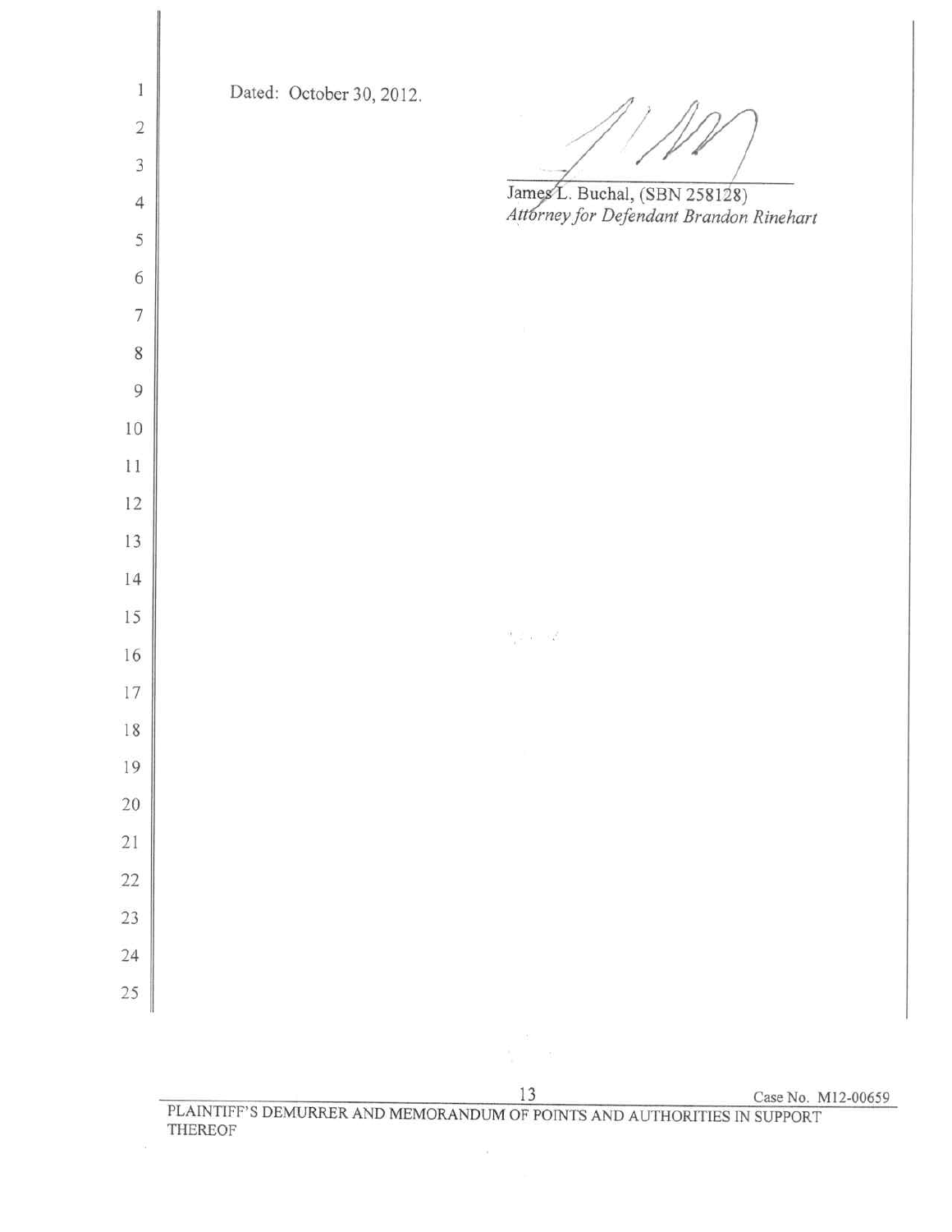Dated: October 30, 2012.

James L. Buchal, (SBN 258128)
*Attorney for Defendant Brandon Rinehart*